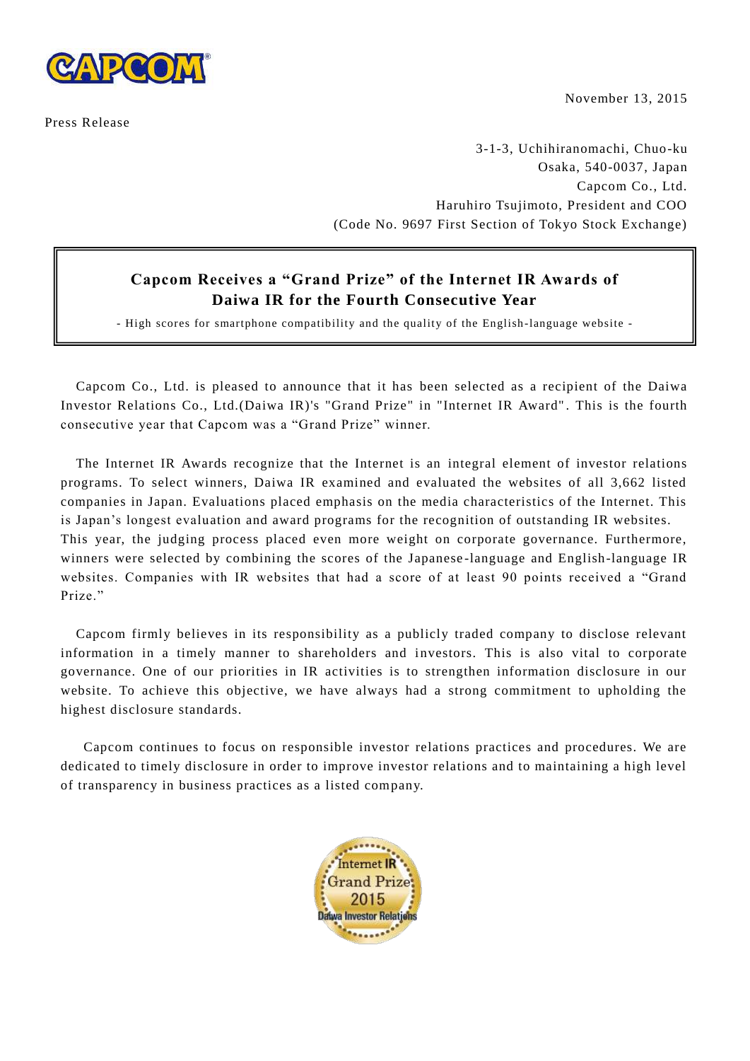November 13, 2015

Press Release

3-1-3, Uchihiranomachi, Chuo-ku
Osaka, 540-0037, Japan
Capcom Co., Ltd.
Haruhiro Tsujimoto, President and COO
(Code No. 9697 First Section of Tokyo Stock Exchange)

# Capcom Receives a "Grand Prize" of the Internet IR Awards of Daiwa IR for the Fourth Consecutive Year

- High scores for smartphone compatibility and the quality of the English-language website -

Capcom Co., Ltd. is pleased to announce that it has been selected as a recipient of the Daiwa Investor Relations Co., Ltd.(Daiwa IR)'s "Grand Prize" in "Internet IR Award". This is the fourth consecutive year that Capcom was a "Grand Prize" winner.

The Internet IR Awards recognize that the Internet is an integral element of investor relations programs. To select winners, Daiwa IR examined and evaluated the websites of all 3,662 listed companies in Japan. Evaluations placed emphasis on the media characteristics of the Internet. This is Japan's longest evaluation and award programs for the recognition of outstanding IR websites.
This year, the judging process placed even more weight on corporate governance. Furthermore, winners were selected by combining the scores of the Japanese-language and English-language IR websites. Companies with IR websites that had a score of at least 90 points received a "Grand Prize."

Capcom firmly believes in its responsibility as a publicly traded company to disclose relevant information in a timely manner to shareholders and investors. This is also vital to corporate governance. One of our priorities in IR activities is to strengthen information disclosure in our website. To achieve this objective, we have always had a strong commitment to upholding the highest disclosure standards.

Capcom continues to focus on responsible investor relations practices and procedures. We are dedicated to timely disclosure in order to improve investor relations and to maintaining a high level of transparency in business practices as a listed company.

Internet IR Grand Prize 2015 Daiwa Investor Relations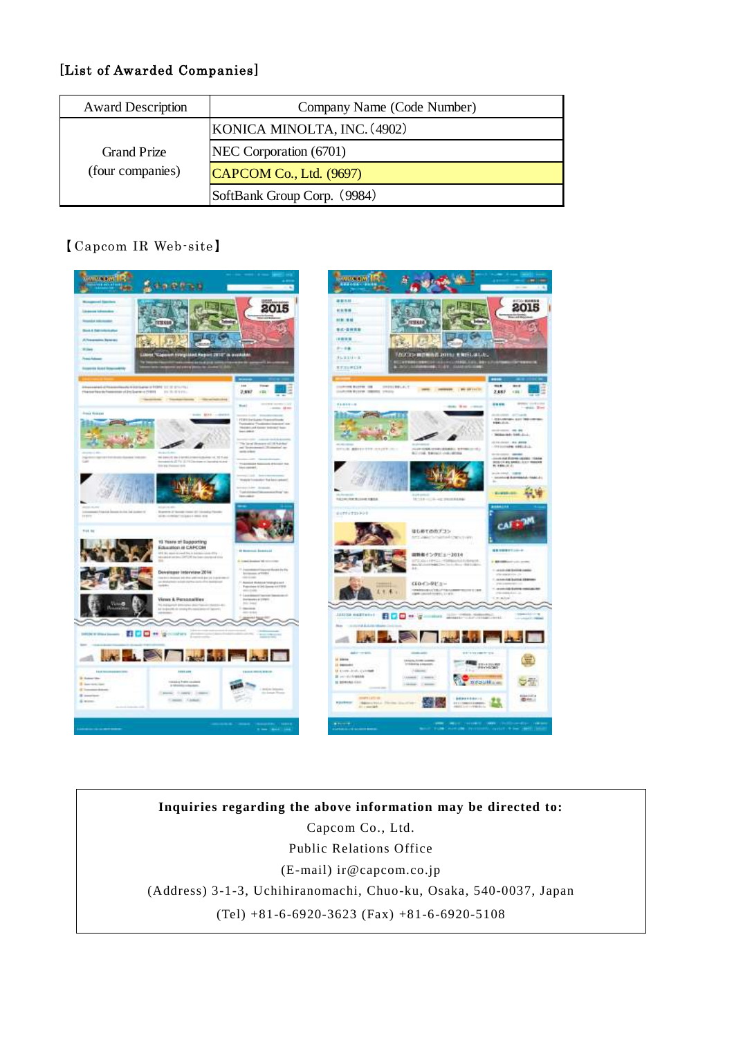[List of Awarded Companies]

| Award Description | Company Name (Code Number) |
|---|---|
| Grand Prize (four companies) | KONICA MINOLTA, INC.（4902） |
| | NEC Corporation (6701) |
| | CAPCOM Co., Ltd. (9697) |
| | SoftBank Group Corp.（9984） |

【Capcom IR Web-site】

**Inquiries regarding the above information may be directed to:**

Capcom Co., Ltd.

Public Relations Office

(E-mail) ir@capcom.co.jp

(Address) 3-1-3, Uchihiranomachi, Chuo-ku, Osaka, 540-0037, Japan

(Tel) +81-6-6920-3623 (Fax) +81-6-6920-5108